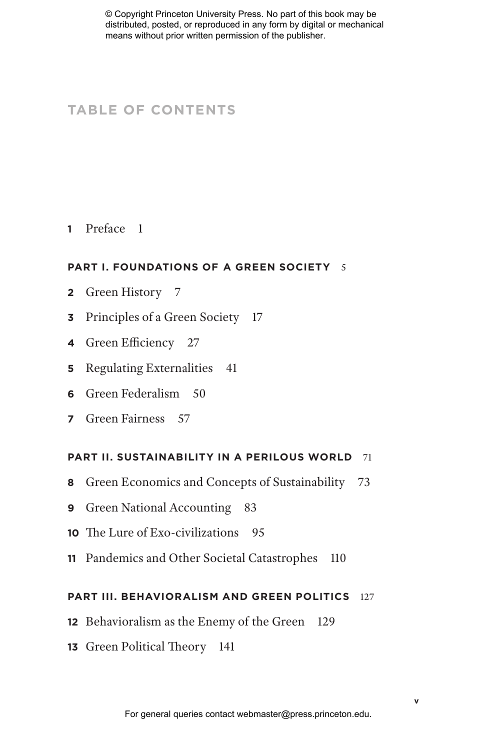# TABLE OF CONTENTS

**1** Preface 1

**PART I. FOUNDATIONS OF A GREEN SOCIETY** 5

**2** Green History 7

**3** Principles of a Green Society 17

**4** Green Efficiency 27

**5** Regulating Externalities 41

**6** Green Federalism 50

**7** Green Fairness 57

**PART II. SUSTAINABILITY IN A PERILOUS WORLD** 71

**8** Green Economics and Concepts of Sustainability 73

**9** Green National Accounting 83

**10** The Lure of Exo-civilizations 95

**11** Pandemics and Other Societal Catastrophes 110

**PART III. BEHAVIORALISM AND GREEN POLITICS** 127

**12** Behavioralism as the Enemy of the Green 129

**13** Green Political Theory 141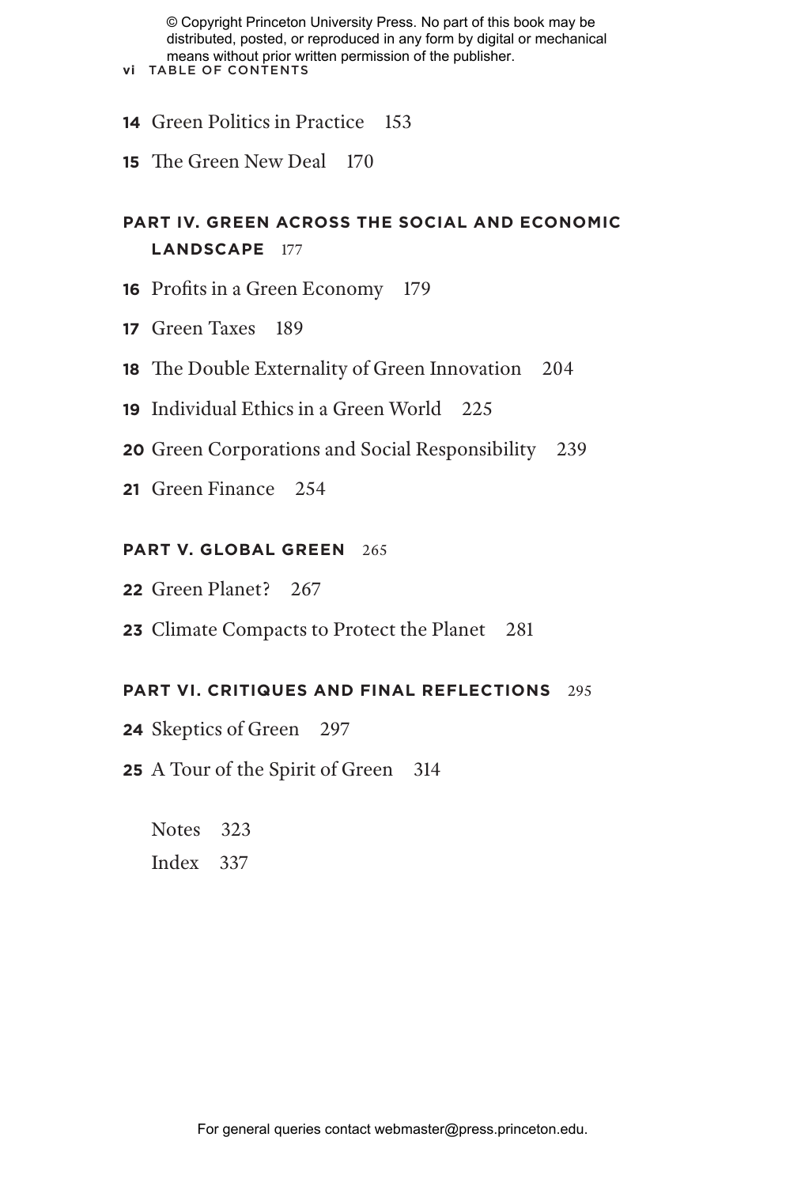14 Green Politics in Practice 153

15 The Green New Deal 170

**PART IV. GREEN ACROSS THE SOCIAL AND ECONOMIC LANDSCAPE** 177

16 Profits in a Green Economy 179

17 Green Taxes 189

18 The Double Externality of Green Innovation 204

19 Individual Ethics in a Green World 225

20 Green Corporations and Social Responsibility 239

21 Green Finance 254

**PART V. GLOBAL GREEN** 265

22 Green Planet? 267

23 Climate Compacts to Protect the Planet 281

**PART VI. CRITIQUES AND FINAL REFLECTIONS** 295

24 Skeptics of Green 297

25 A Tour of the Spirit of Green 314

Notes 323

Index 337